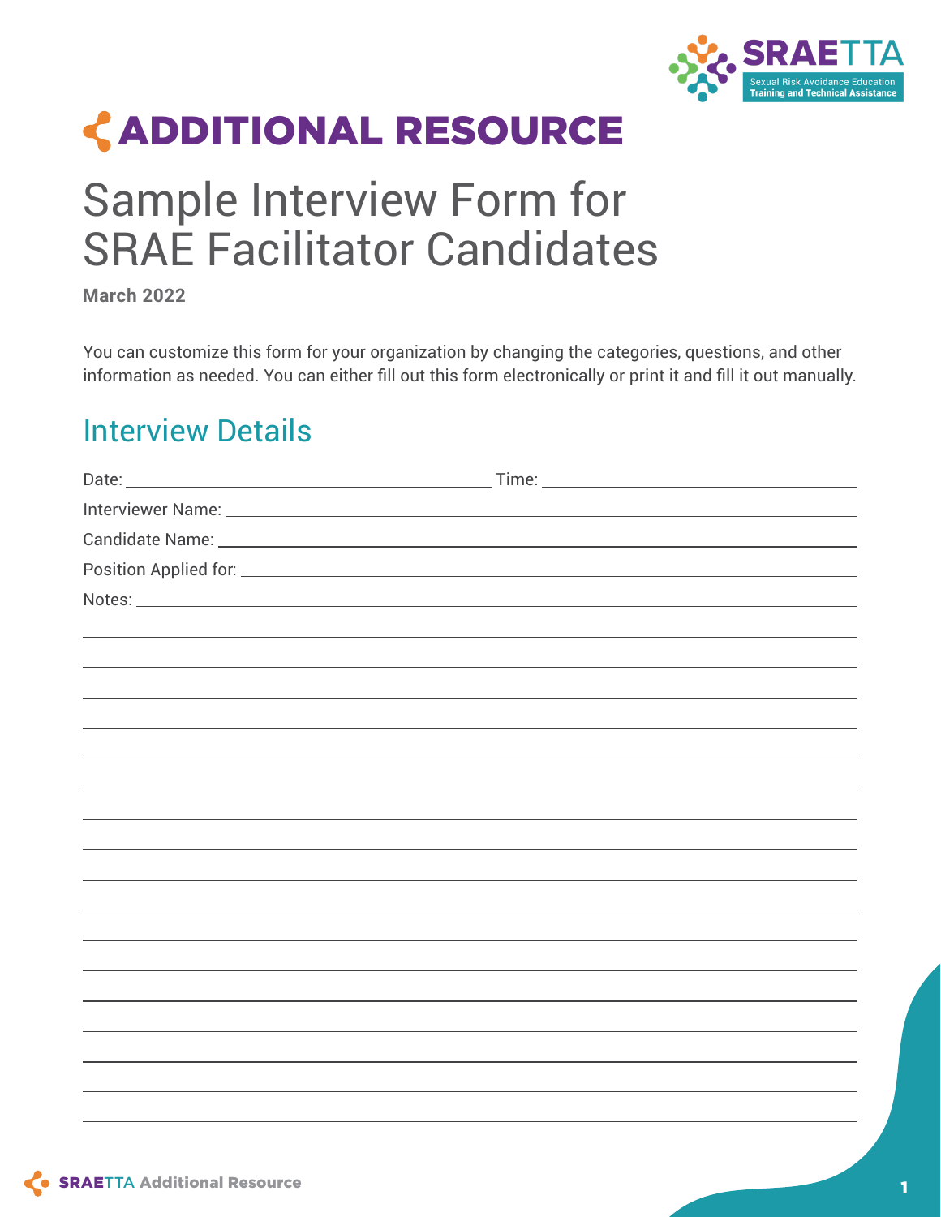SRAETTA
Sexual Risk Avoidance Education
Training and Technical Assistance

# ADDITIONAL RESOURCE

# Sample Interview Form for SRAE Facilitator Candidates

**March 2022**

You can customize this form for your organization by changing the categories, questions, and other information as needed. You can either fill out this form electronically or print it and fill it out manually.

## Interview Details

Date: ______________________________ Time: ______________________________

Interviewer Name: ____________________________________________________________

Candidate Name: ____________________________________________________________

Position Applied for: __________________________________________________________

Notes: _____________________________________________________________________

____________________________________________________________________________

____________________________________________________________________________

____________________________________________________________________________

____________________________________________________________________________

____________________________________________________________________________

____________________________________________________________________________

____________________________________________________________________________

____________________________________________________________________________

____________________________________________________________________________

____________________________________________________________________________

____________________________________________________________________________

____________________________________________________________________________

____________________________________________________________________________

____________________________________________________________________________

____________________________________________________________________________

____________________________________________________________________________

____________________________________________________________________________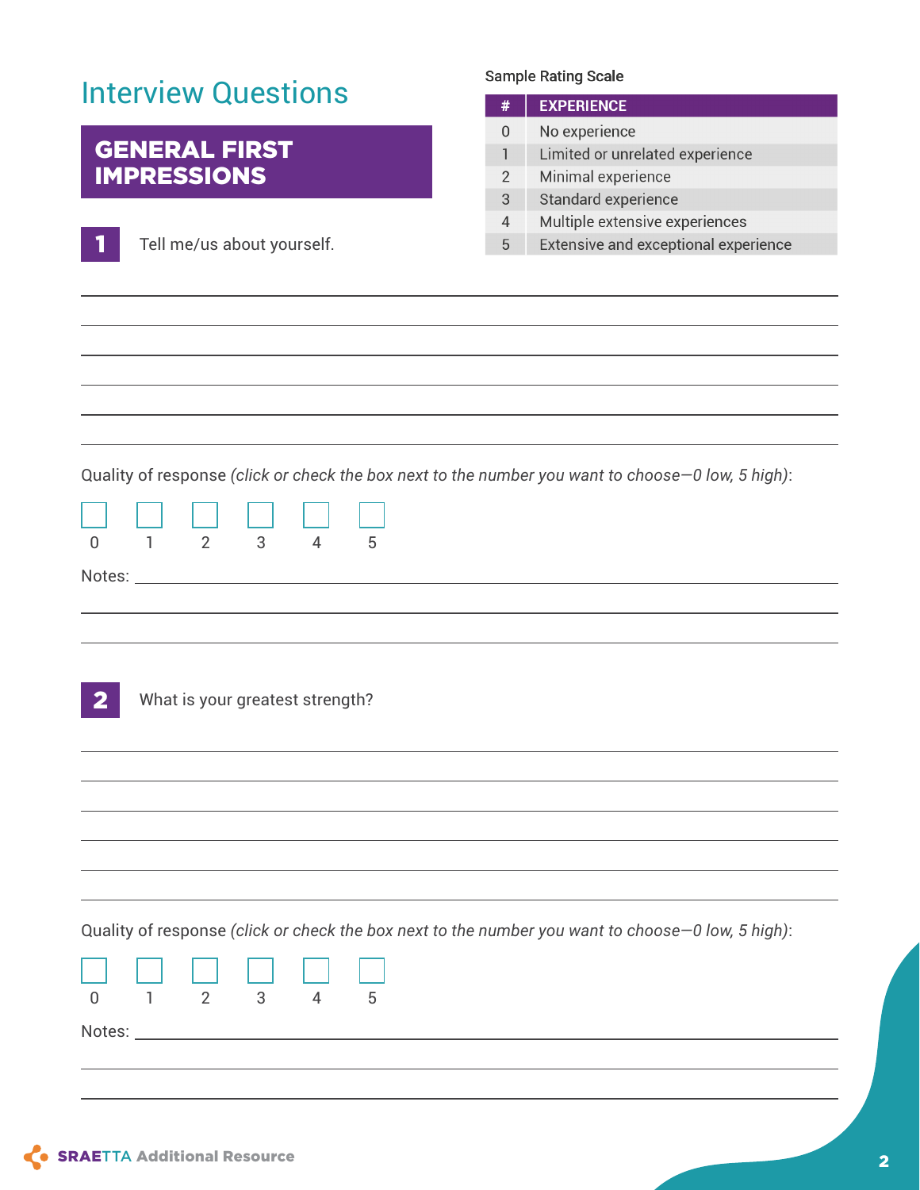# Interview Questions

## GENERAL FIRST IMPRESSIONS

Sample Rating Scale

| # | EXPERIENCE |
|---|---|
| 0 | No experience |
| 1 | Limited or unrelated experience |
| 2 | Minimal experience |
| 3 | Standard experience |
| 4 | Multiple extensive experiences |
| 5 | Extensive and exceptional experience |

**1** Tell me/us about yourself.

Quality of response *(click or check the box next to the number you want to choose—0 low, 5 high)*:

☐ 0 ☐ 1 ☐ 2 ☐ 3 ☐ 4 ☐ 5

Notes:

**2** What is your greatest strength?

Quality of response *(click or check the box next to the number you want to choose—0 low, 5 high)*:

☐ 0 ☐ 1 ☐ 2 ☐ 3 ☐ 4 ☐ 5

Notes:

**SRAETTA** Additional Resource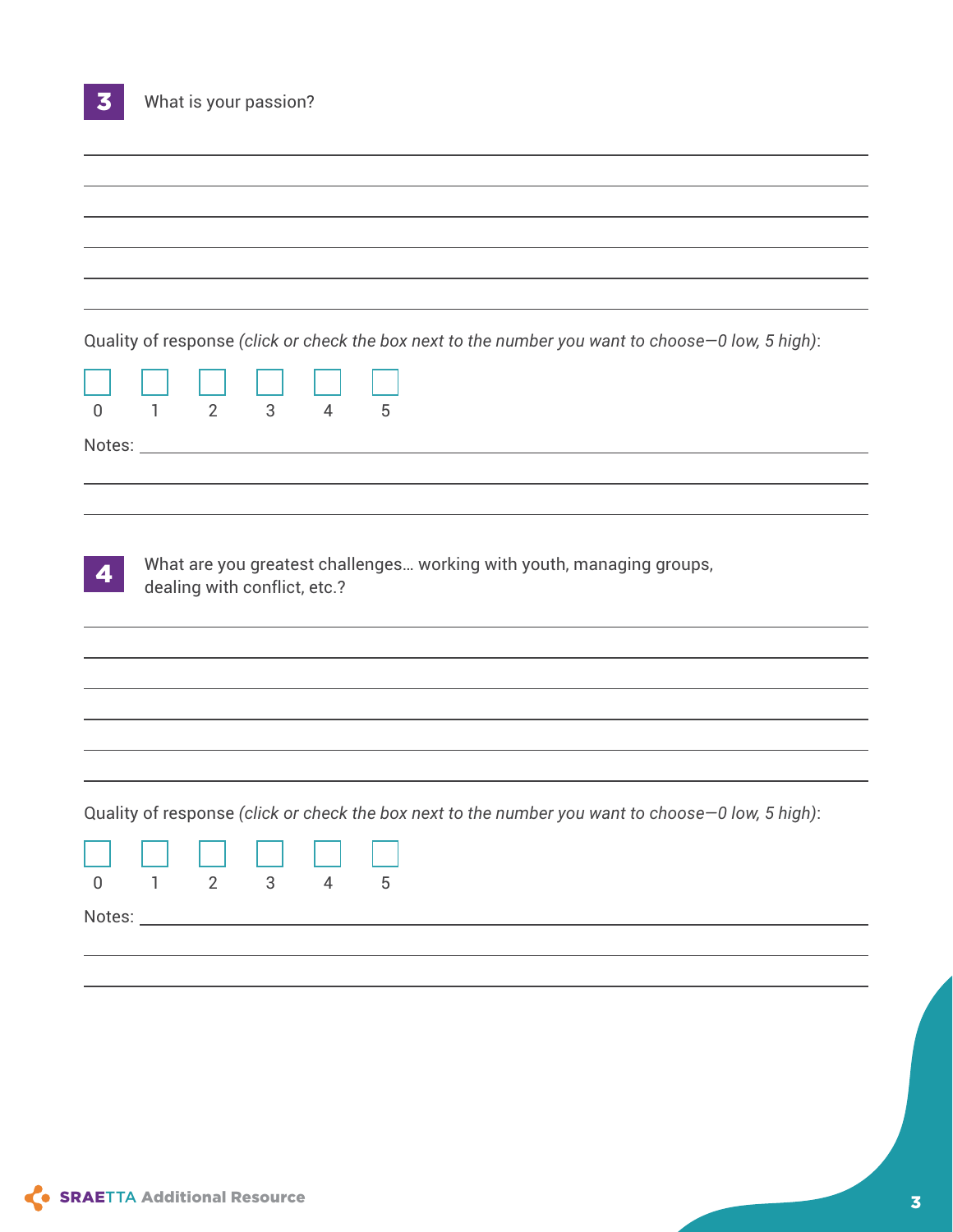**3** What is your passion?

Quality of response *(click or check the box next to the number you want to choose—0 low, 5 high)*:

☐ 0 ☐ 1 ☐ 2 ☐ 3 ☐ 4 ☐ 5

Notes:

**4** What are you greatest challenges… working with youth, managing groups, dealing with conflict, etc.?

Quality of response *(click or check the box next to the number you want to choose—0 low, 5 high)*:

☐ 0 ☐ 1 ☐ 2 ☐ 3 ☐ 4 ☐ 5

Notes: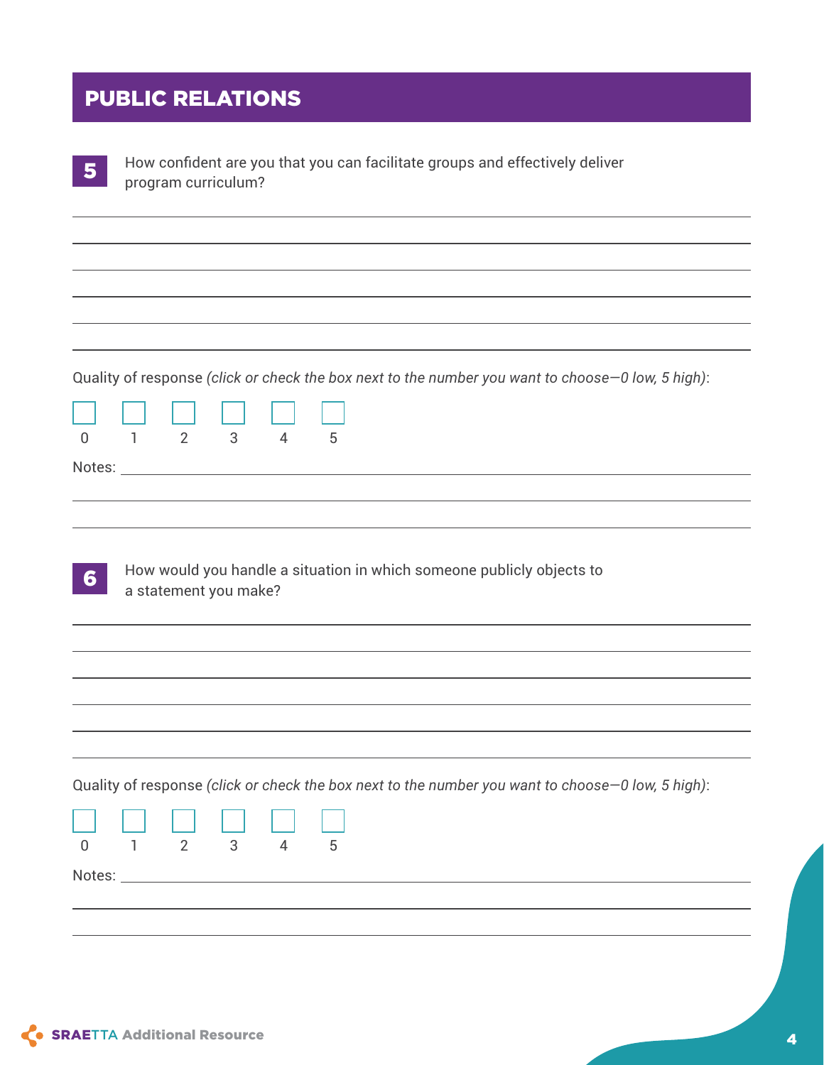## PUBLIC RELATIONS

**5** How confident are you that you can facilitate groups and effectively deliver program curriculum?

Quality of response *(click or check the box next to the number you want to choose—0 low, 5 high)*:

☐ 0 ☐ 1 ☐ 2 ☐ 3 ☐ 4 ☐ 5

Notes:

**6** How would you handle a situation in which someone publicly objects to a statement you make?

Quality of response *(click or check the box next to the number you want to choose—0 low, 5 high)*:

☐ 0 ☐ 1 ☐ 2 ☐ 3 ☐ 4 ☐ 5

Notes: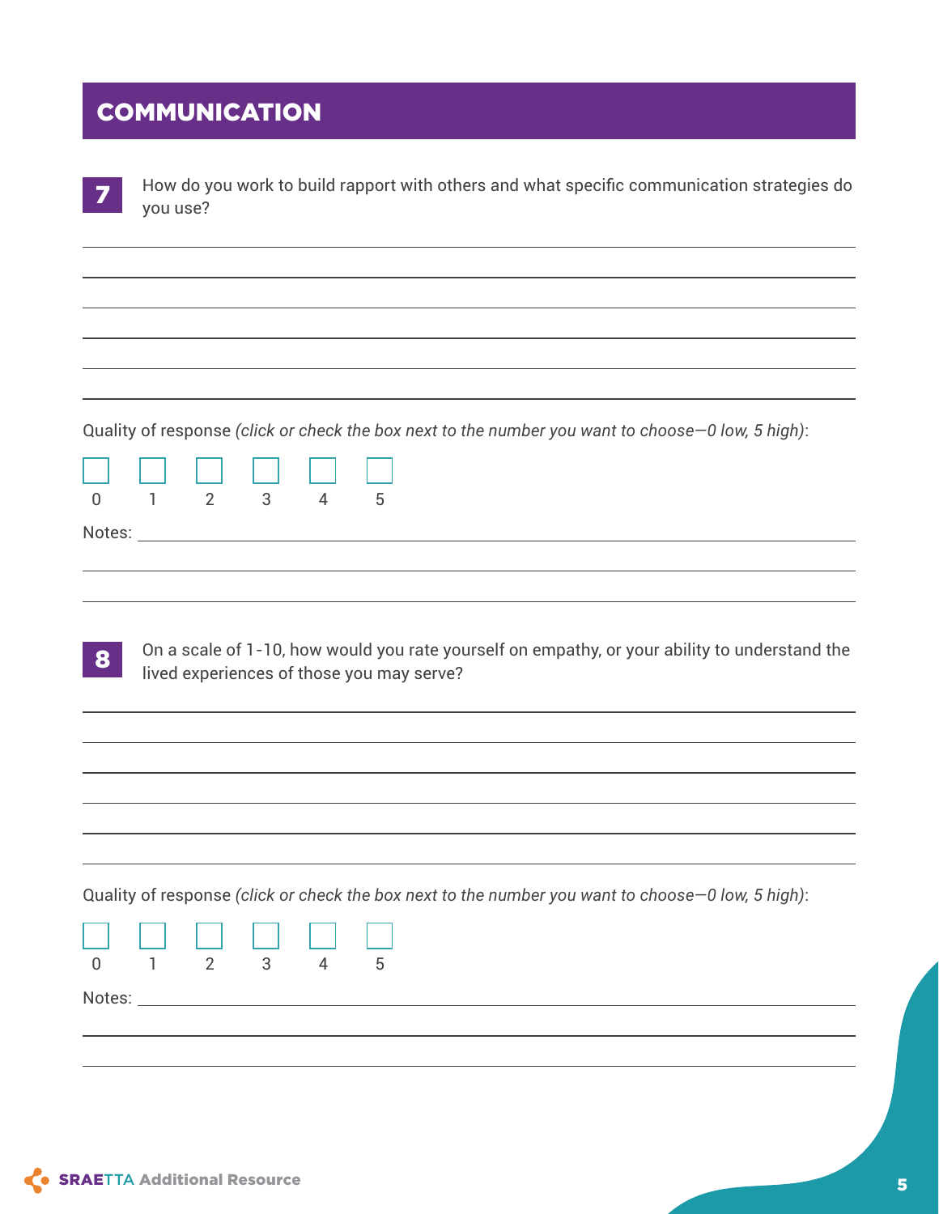## COMMUNICATION

**7** How do you work to build rapport with others and what specific communication strategies do you use?

Quality of response *(click or check the box next to the number you want to choose—0 low, 5 high)*:

☐ 0 ☐ 1 ☐ 2 ☐ 3 ☐ 4 ☐ 5

Notes:

**8** On a scale of 1-10, how would you rate yourself on empathy, or your ability to understand the lived experiences of those you may serve?

Quality of response *(click or check the box next to the number you want to choose—0 low, 5 high)*:

☐ 0 ☐ 1 ☐ 2 ☐ 3 ☐ 4 ☐ 5

Notes: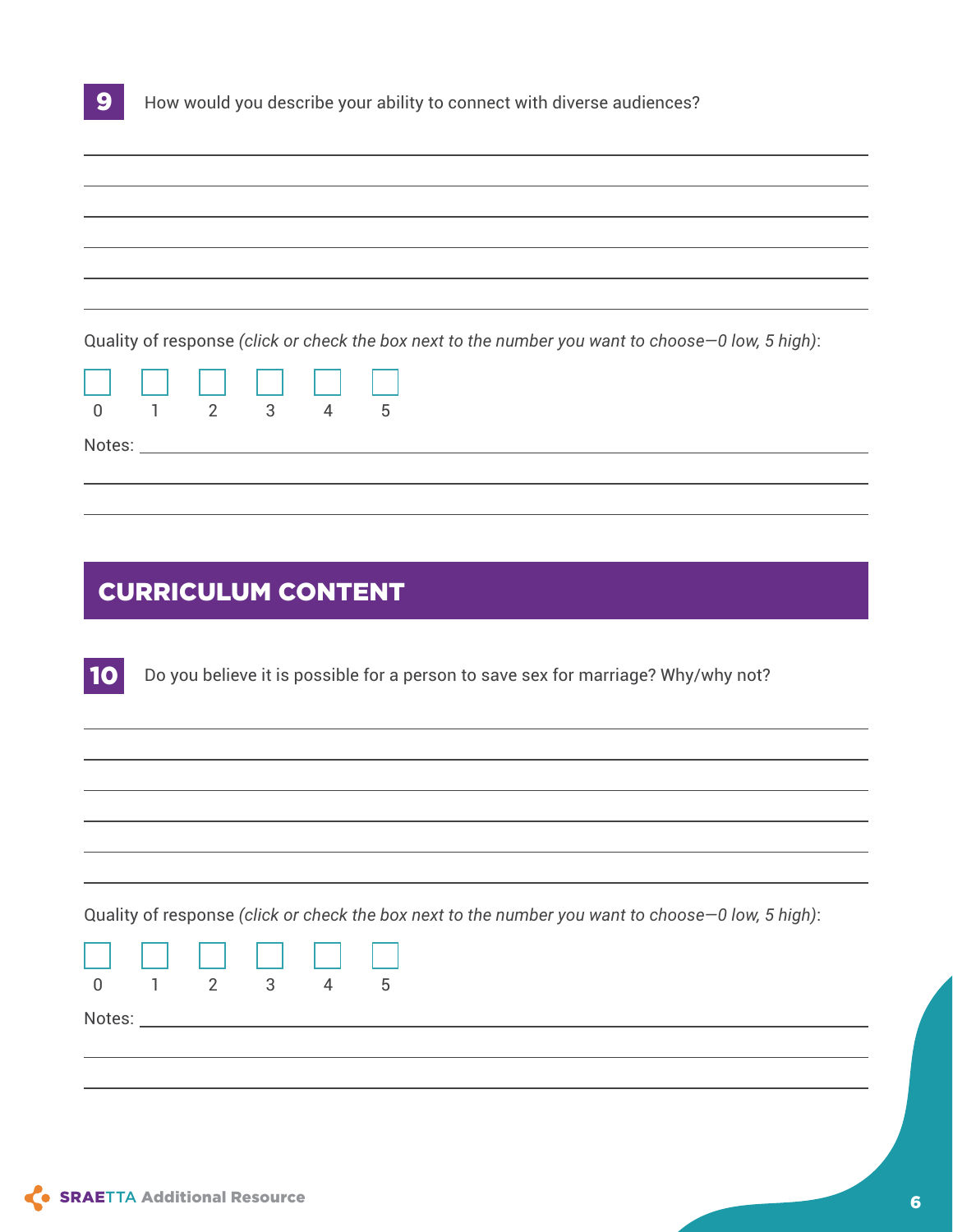**9** How would you describe your ability to connect with diverse audiences?

Quality of response *(click or check the box next to the number you want to choose—0 low, 5 high)*:

☐ 0 ☐ 1 ☐ 2 ☐ 3 ☐ 4 ☐ 5

Notes:

## CURRICULUM CONTENT

**10** Do you believe it is possible for a person to save sex for marriage? Why/why not?

Quality of response *(click or check the box next to the number you want to choose—0 low, 5 high)*:

☐ 0 ☐ 1 ☐ 2 ☐ 3 ☐ 4 ☐ 5

Notes: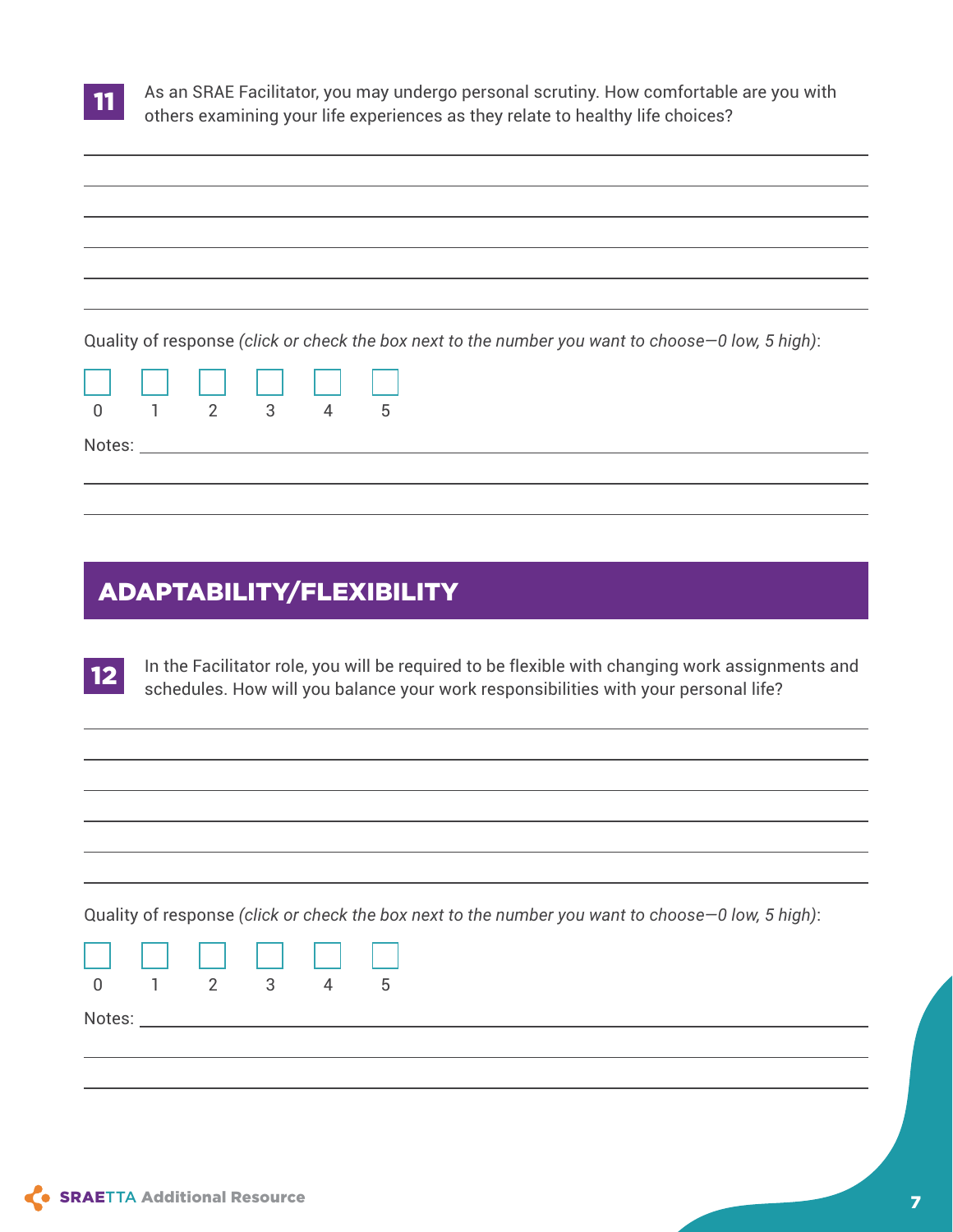**11** As an SRAE Facilitator, you may undergo personal scrutiny. How comfortable are you with others examining your life experiences as they relate to healthy life choices?

Quality of response *(click or check the box next to the number you want to choose—0 low, 5 high)*:

☐ 0 ☐ 1 ☐ 2 ☐ 3 ☐ 4 ☐ 5

Notes:

## ADAPTABILITY/FLEXIBILITY

**12** In the Facilitator role, you will be required to be flexible with changing work assignments and schedules. How will you balance your work responsibilities with your personal life?

Quality of response *(click or check the box next to the number you want to choose—0 low, 5 high)*:

☐ 0 ☐ 1 ☐ 2 ☐ 3 ☐ 4 ☐ 5

Notes: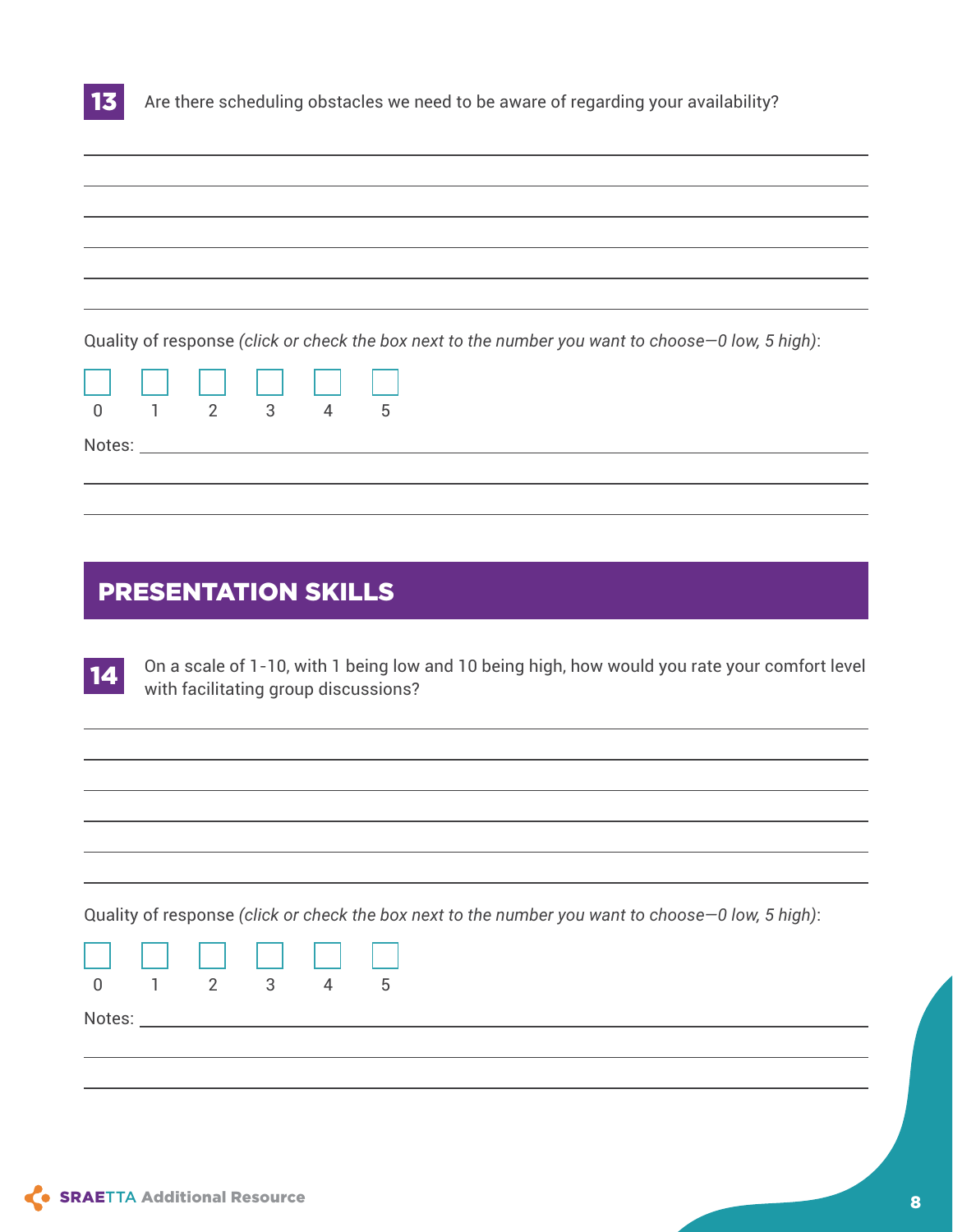**13** Are there scheduling obstacles we need to be aware of regarding your availability?

Quality of response *(click or check the box next to the number you want to choose—0 low, 5 high)*:

☐ 0 ☐ 1 ☐ 2 ☐ 3 ☐ 4 ☐ 5

Notes:

## PRESENTATION SKILLS

**14** On a scale of 1-10, with 1 being low and 10 being high, how would you rate your comfort level with facilitating group discussions?

Quality of response *(click or check the box next to the number you want to choose—0 low, 5 high)*:

☐ 0 ☐ 1 ☐ 2 ☐ 3 ☐ 4 ☐ 5

Notes: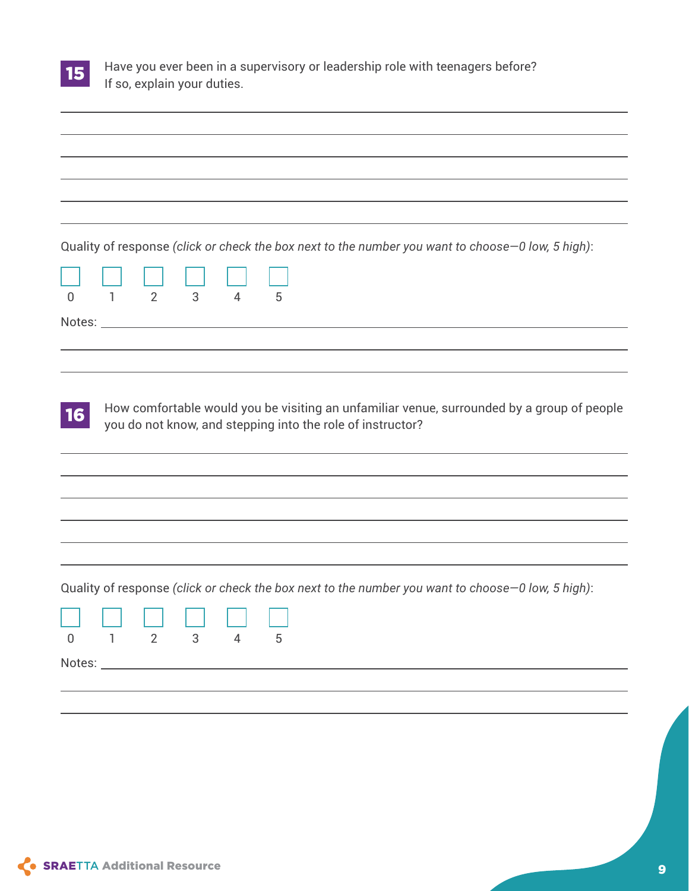**15** Have you ever been in a supervisory or leadership role with teenagers before? If so, explain your duties.

______________________________________________________________________

______________________________________________________________________

______________________________________________________________________

______________________________________________________________________

______________________________________________________________________

______________________________________________________________________

Quality of response *(click or check the box next to the number you want to choose—0 low, 5 high)*:

☐ 0 ☐ 1 ☐ 2 ☐ 3 ☐ 4 ☐ 5

Notes: _______________________________________________________________

______________________________________________________________________

______________________________________________________________________

**16** How comfortable would you be visiting an unfamiliar venue, surrounded by a group of people you do not know, and stepping into the role of instructor?

______________________________________________________________________

______________________________________________________________________

______________________________________________________________________

______________________________________________________________________

______________________________________________________________________

______________________________________________________________________

Quality of response *(click or check the box next to the number you want to choose—0 low, 5 high)*:

☐ 0 ☐ 1 ☐ 2 ☐ 3 ☐ 4 ☐ 5

Notes: _______________________________________________________________

______________________________________________________________________

______________________________________________________________________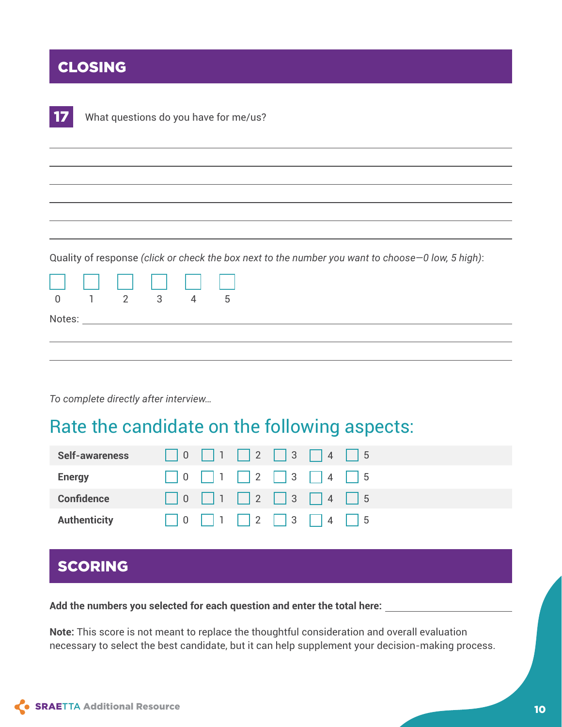## CLOSING

**17** What questions do you have for me/us?

Quality of response *(click or check the box next to the number you want to choose—0 low, 5 high)*:

☐ 0 ☐ 1 ☐ 2 ☐ 3 ☐ 4 ☐ 5

Notes:

*To complete directly after interview...*

## Rate the candidate on the following aspects:

| | | | | | | |
|---|---|---|---|---|---|---|
| **Self-awareness** | ☐ 0 | ☐ 1 | ☐ 2 | ☐ 3 | ☐ 4 | ☐ 5 |
| **Energy** | ☐ 0 | ☐ 1 | ☐ 2 | ☐ 3 | ☐ 4 | ☐ 5 |
| **Confidence** | ☐ 0 | ☐ 1 | ☐ 2 | ☐ 3 | ☐ 4 | ☐ 5 |
| **Authenticity** | ☐ 0 | ☐ 1 | ☐ 2 | ☐ 3 | ☐ 4 | ☐ 5 |

## SCORING

**Add the numbers you selected for each question and enter the total here:** ____________

**Note:** This score is not meant to replace the thoughtful consideration and overall evaluation necessary to select the best candidate, but it can help supplement your decision-making process.